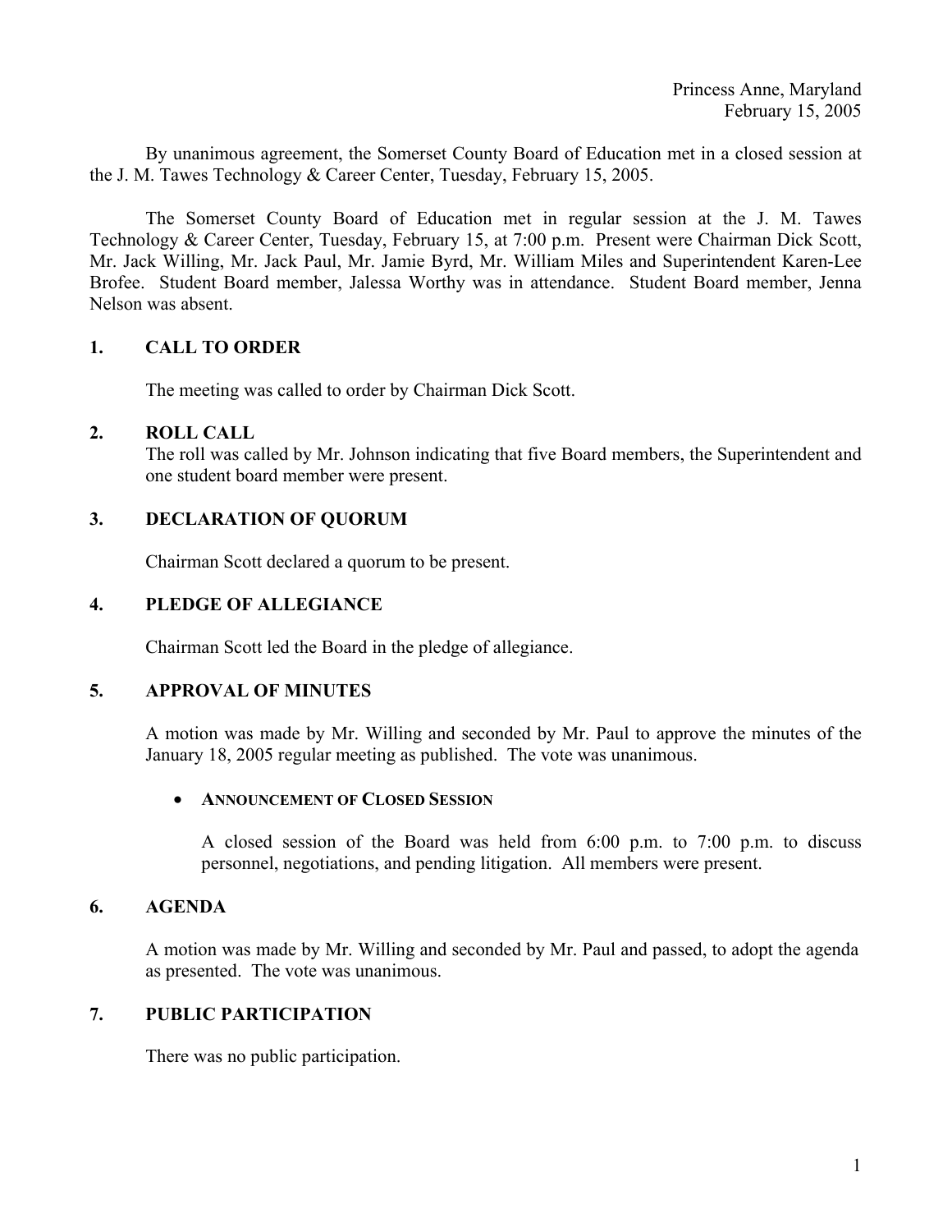Princess Anne, Maryland
February 15, 2005

By unanimous agreement, the Somerset County Board of Education met in a closed session at the J. M. Tawes Technology & Career Center, Tuesday, February 15, 2005.

The Somerset County Board of Education met in regular session at the J. M. Tawes Technology & Career Center, Tuesday, February 15, at 7:00 p.m. Present were Chairman Dick Scott, Mr. Jack Willing, Mr. Jack Paul, Mr. Jamie Byrd, Mr. William Miles and Superintendent Karen-Lee Brofee. Student Board member, Jalessa Worthy was in attendance. Student Board member, Jenna Nelson was absent.

## 1. CALL TO ORDER

The meeting was called to order by Chairman Dick Scott.

## 2. ROLL CALL

The roll was called by Mr. Johnson indicating that five Board members, the Superintendent and one student board member were present.

## 3. DECLARATION OF QUORUM

Chairman Scott declared a quorum to be present.

## 4. PLEDGE OF ALLEGIANCE

Chairman Scott led the Board in the pledge of allegiance.

## 5. APPROVAL OF MINUTES

A motion was made by Mr. Willing and seconded by Mr. Paul to approve the minutes of the January 18, 2005 regular meeting as published. The vote was unanimous.

- **ANNOUNCEMENT OF CLOSED SESSION**

  A closed session of the Board was held from 6:00 p.m. to 7:00 p.m. to discuss personnel, negotiations, and pending litigation. All members were present.

## 6. AGENDA

A motion was made by Mr. Willing and seconded by Mr. Paul and passed, to adopt the agenda as presented. The vote was unanimous.

## 7. PUBLIC PARTICIPATION

There was no public participation.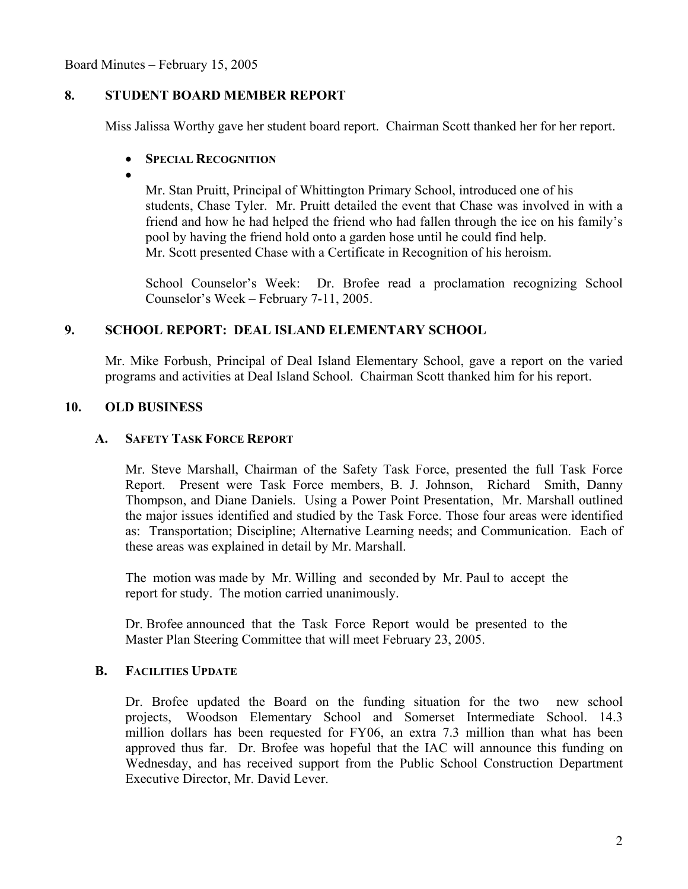## 8. STUDENT BOARD MEMBER REPORT

Miss Jalissa Worthy gave her student board report. Chairman Scott thanked her for her report.

- **SPECIAL RECOGNITION**
- Mr. Stan Pruitt, Principal of Whittington Primary School, introduced one of his students, Chase Tyler. Mr. Pruitt detailed the event that Chase was involved in with a friend and how he had helped the friend who had fallen through the ice on his family's pool by having the friend hold onto a garden hose until he could find help. Mr. Scott presented Chase with a Certificate in Recognition of his heroism.

  School Counselor's Week: Dr. Brofee read a proclamation recognizing School Counselor's Week – February 7-11, 2005.

## 9. SCHOOL REPORT: DEAL ISLAND ELEMENTARY SCHOOL

Mr. Mike Forbush, Principal of Deal Island Elementary School, gave a report on the varied programs and activities at Deal Island School. Chairman Scott thanked him for his report.

## 10. OLD BUSINESS

### A. SAFETY TASK FORCE REPORT

Mr. Steve Marshall, Chairman of the Safety Task Force, presented the full Task Force Report. Present were Task Force members, B. J. Johnson, Richard Smith, Danny Thompson, and Diane Daniels. Using a Power Point Presentation, Mr. Marshall outlined the major issues identified and studied by the Task Force. Those four areas were identified as: Transportation; Discipline; Alternative Learning needs; and Communication. Each of these areas was explained in detail by Mr. Marshall.

The motion was made by Mr. Willing and seconded by Mr. Paul to accept the report for study. The motion carried unanimously.

Dr. Brofee announced that the Task Force Report would be presented to the Master Plan Steering Committee that will meet February 23, 2005.

### B. FACILITIES UPDATE

Dr. Brofee updated the Board on the funding situation for the two new school projects, Woodson Elementary School and Somerset Intermediate School. 14.3 million dollars has been requested for FY06, an extra 7.3 million than what has been approved thus far. Dr. Brofee was hopeful that the IAC will announce this funding on Wednesday, and has received support from the Public School Construction Department Executive Director, Mr. David Lever.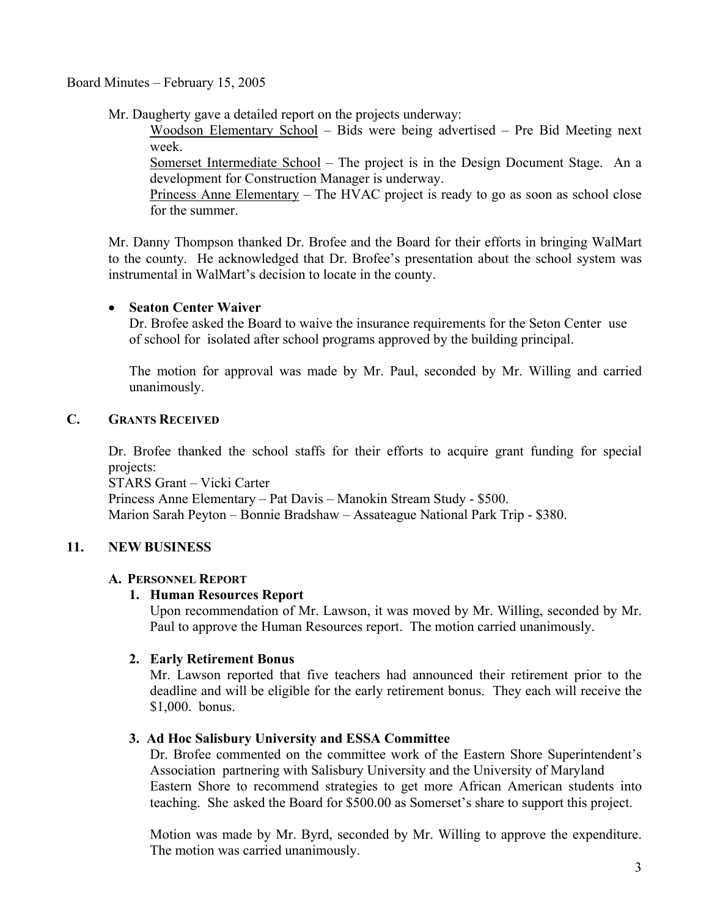Board Minutes – February 15, 2005

Mr. Daugherty gave a detailed report on the projects underway:

Woodson Elementary School – Bids were being advertised – Pre Bid Meeting next week.

Somerset Intermediate School – The project is in the Design Document Stage. An a development for Construction Manager is underway.

Princess Anne Elementary – The HVAC project is ready to go as soon as school close for the summer.

Mr. Danny Thompson thanked Dr. Brofee and the Board for their efforts in bringing WalMart to the county. He acknowledged that Dr. Brofee's presentation about the school system was instrumental in WalMart's decision to locate in the county.

- **Seaton Center Waiver**

  Dr. Brofee asked the Board to waive the insurance requirements for the Seton Center use of school for isolated after school programs approved by the building principal.

  The motion for approval was made by Mr. Paul, seconded by Mr. Willing and carried unanimously.

## C. Grants Received

Dr. Brofee thanked the school staffs for their efforts to acquire grant funding for special projects:
STARS Grant – Vicki Carter
Princess Anne Elementary – Pat Davis – Manokin Stream Study - $500.
Marion Sarah Peyton – Bonnie Bradshaw – Assateague National Park Trip - $380.

## 11. NEW BUSINESS

### A. Personnel Report

**1. Human Resources Report**

Upon recommendation of Mr. Lawson, it was moved by Mr. Willing, seconded by Mr. Paul to approve the Human Resources report. The motion carried unanimously.

**2. Early Retirement Bonus**

Mr. Lawson reported that five teachers had announced their retirement prior to the deadline and will be eligible for the early retirement bonus. They each will receive the $1,000. bonus.

**3. Ad Hoc Salisbury University and ESSA Committee**

Dr. Brofee commented on the committee work of the Eastern Shore Superintendent's Association partnering with Salisbury University and the University of Maryland Eastern Shore to recommend strategies to get more African American students into teaching. She asked the Board for $500.00 as Somerset's share to support this project.

Motion was made by Mr. Byrd, seconded by Mr. Willing to approve the expenditure. The motion was carried unanimously.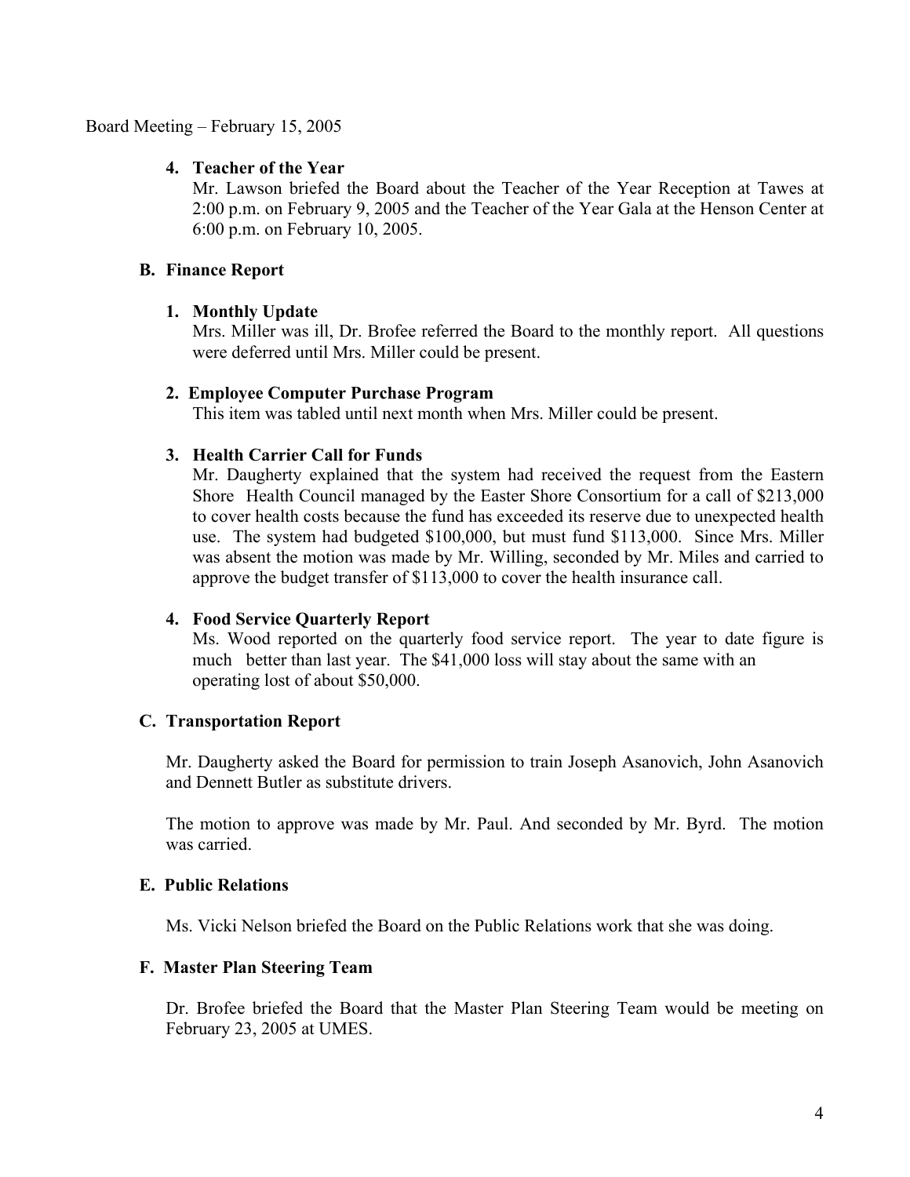Board Meeting – February 15, 2005

4. **Teacher of the Year**
   Mr. Lawson briefed the Board about the Teacher of the Year Reception at Tawes at 2:00 p.m. on February 9, 2005 and the Teacher of the Year Gala at the Henson Center at 6:00 p.m. on February 10, 2005.

### B. Finance Report

1. **Monthly Update**
   Mrs. Miller was ill, Dr. Brofee referred the Board to the monthly report. All questions were deferred until Mrs. Miller could be present.

2. **Employee Computer Purchase Program**
   This item was tabled until next month when Mrs. Miller could be present.

3. **Health Carrier Call for Funds**
   Mr. Daugherty explained that the system had received the request from the Eastern Shore Health Council managed by the Easter Shore Consortium for a call of $213,000 to cover health costs because the fund has exceeded its reserve due to unexpected health use. The system had budgeted $100,000, but must fund $113,000. Since Mrs. Miller was absent the motion was made by Mr. Willing, seconded by Mr. Miles and carried to approve the budget transfer of $113,000 to cover the health insurance call.

4. **Food Service Quarterly Report**
   Ms. Wood reported on the quarterly food service report. The year to date figure is much better than last year. The $41,000 loss will stay about the same with an operating lost of about $50,000.

### C. Transportation Report

Mr. Daugherty asked the Board for permission to train Joseph Asanovich, John Asanovich and Dennett Butler as substitute drivers.

The motion to approve was made by Mr. Paul. And seconded by Mr. Byrd. The motion was carried.

### E. Public Relations

Ms. Vicki Nelson briefed the Board on the Public Relations work that she was doing.

### F. Master Plan Steering Team

Dr. Brofee briefed the Board that the Master Plan Steering Team would be meeting on February 23, 2005 at UMES.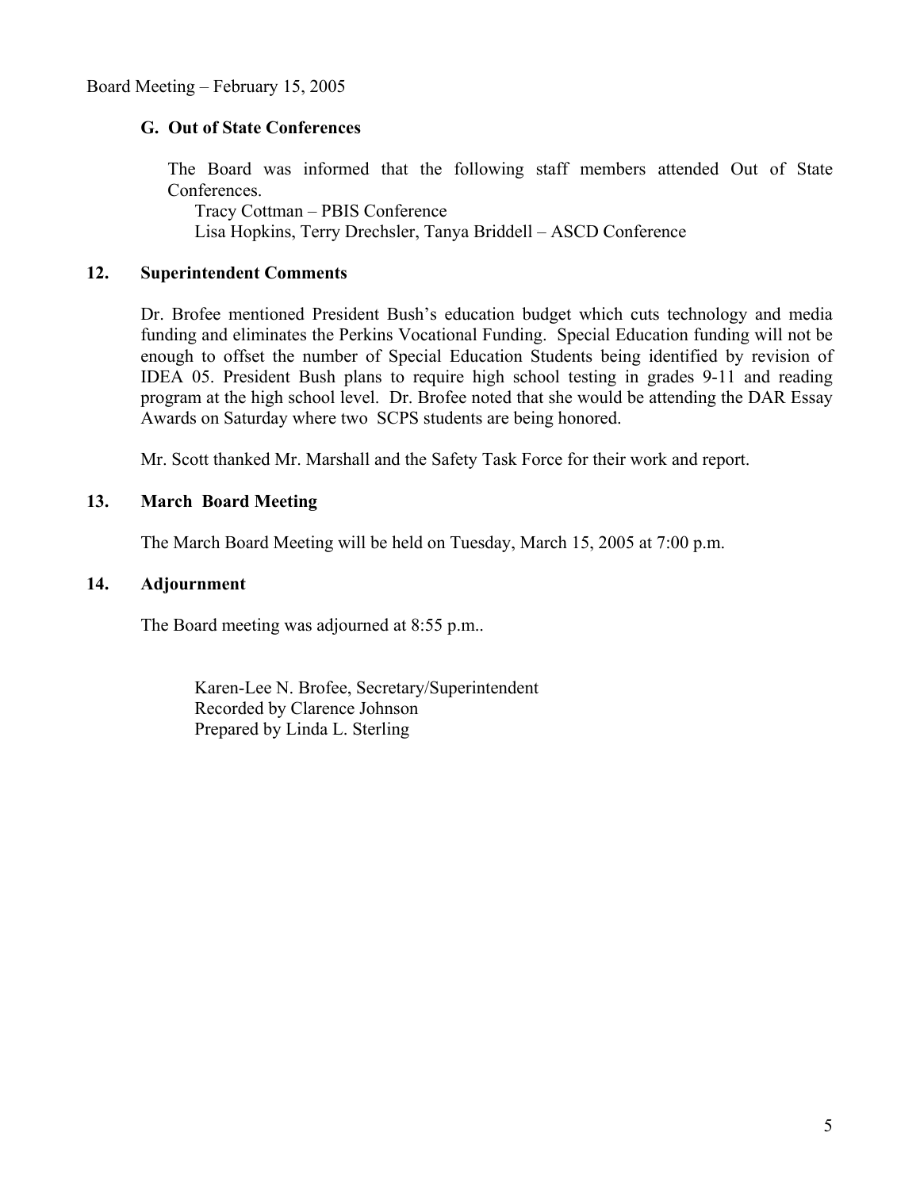### G. Out of State Conferences

The Board was informed that the following staff members attended Out of State Conferences.

Tracy Cottman – PBIS Conference
Lisa Hopkins, Terry Drechsler, Tanya Briddell – ASCD Conference

## 12. Superintendent Comments

Dr. Brofee mentioned President Bush's education budget which cuts technology and media funding and eliminates the Perkins Vocational Funding. Special Education funding will not be enough to offset the number of Special Education Students being identified by revision of IDEA 05. President Bush plans to require high school testing in grades 9-11 and reading program at the high school level. Dr. Brofee noted that she would be attending the DAR Essay Awards on Saturday where two SCPS students are being honored.

Mr. Scott thanked Mr. Marshall and the Safety Task Force for their work and report.

## 13. March Board Meeting

The March Board Meeting will be held on Tuesday, March 15, 2005 at 7:00 p.m.

## 14. Adjournment

The Board meeting was adjourned at 8:55 p.m..

Karen-Lee N. Brofee, Secretary/Superintendent
Recorded by Clarence Johnson
Prepared by Linda L. Sterling